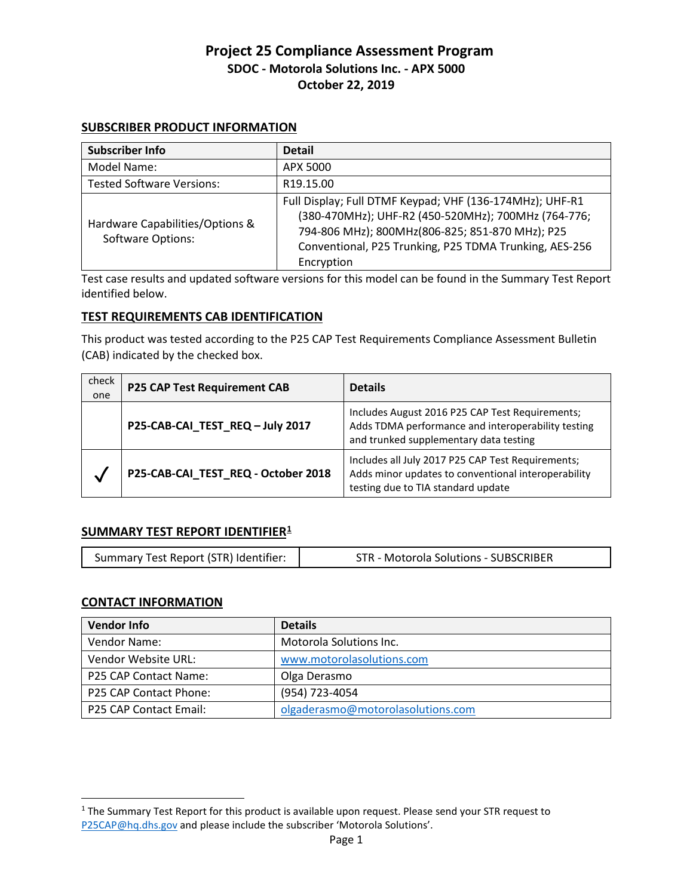# Project 25 Compliance Assessment Program

## SDOC - Motorola Solutions Inc. - APX 5000

## October 22, 2019

### SUBSCRIBER PRODUCT INFORMATION

| Subscriber Info | Detail |
|---|---|
| Model Name: | APX 5000 |
| Tested Software Versions: | R19.15.00 |
| Hardware Capabilities/Options & Software Options: | Full Display; Full DTMF Keypad; VHF (136-174MHz); UHF-R1 (380-470MHz); UHF-R2 (450-520MHz); 700MHz (764-776; 794-806 MHz); 800MHz(806-825; 851-870 MHz); P25 Conventional, P25 Trunking, P25 TDMA Trunking, AES-256 Encryption |

Test case results and updated software versions for this model can be found in the Summary Test Report identified below.

### TEST REQUIREMENTS CAB IDENTIFICATION

This product was tested according to the P25 CAP Test Requirements Compliance Assessment Bulletin (CAB) indicated by the checked box.

| check one | P25 CAP Test Requirement CAB | Details |
|---|---|---|
| | **P25-CAB-CAI_TEST_REQ – July 2017** | Includes August 2016 P25 CAP Test Requirements; Adds TDMA performance and interoperability testing and trunked supplementary data testing |
| ✓ | **P25-CAB-CAI_TEST_REQ - October 2018** | Includes all July 2017 P25 CAP Test Requirements; Adds minor updates to conventional interoperability testing due to TIA standard update |

### SUMMARY TEST REPORT IDENTIFIER[1]

| Summary Test Report (STR) Identifier: | STR - Motorola Solutions - SUBSCRIBER |
|---|---|

### CONTACT INFORMATION

| Vendor Info | Details |
|---|---|
| Vendor Name: | Motorola Solutions Inc. |
| Vendor Website URL: | www.motorolasolutions.com |
| P25 CAP Contact Name: | Olga Derasmo |
| P25 CAP Contact Phone: | (954) 723-4054 |
| P25 CAP Contact Email: | olgaderasmo@motorolasolutions.com |

[1] The Summary Test Report for this product is available upon request. Please send your STR request to P25CAP@hq.dhs.gov and please include the subscriber 'Motorola Solutions'.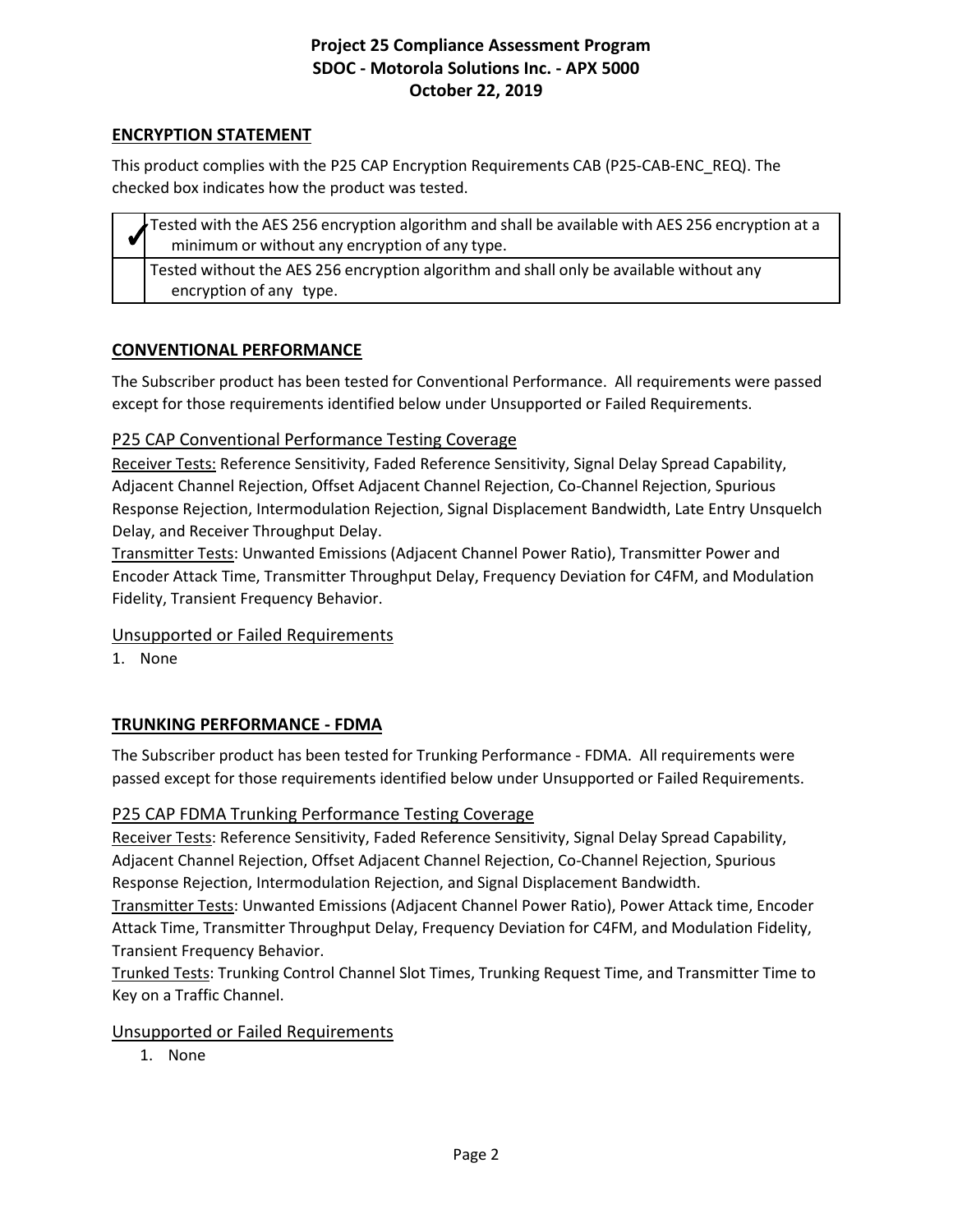## ENCRYPTION STATEMENT

This product complies with the P25 CAP Encryption Requirements CAB (P25-CAB-ENC_REQ). The checked box indicates how the product was tested.

| | |
|---|---|
| ✓ | Tested with the AES 256 encryption algorithm and shall be available with AES 256 encryption at a minimum or without any encryption of any type. |
| | Tested without the AES 256 encryption algorithm and shall only be available without any encryption of any type. |

## CONVENTIONAL PERFORMANCE

The Subscriber product has been tested for Conventional Performance. All requirements were passed except for those requirements identified below under Unsupported or Failed Requirements.

### P25 CAP Conventional Performance Testing Coverage

Receiver Tests: Reference Sensitivity, Faded Reference Sensitivity, Signal Delay Spread Capability, Adjacent Channel Rejection, Offset Adjacent Channel Rejection, Co-Channel Rejection, Spurious Response Rejection, Intermodulation Rejection, Signal Displacement Bandwidth, Late Entry Unsquelch Delay, and Receiver Throughput Delay.

Transmitter Tests: Unwanted Emissions (Adjacent Channel Power Ratio), Transmitter Power and Encoder Attack Time, Transmitter Throughput Delay, Frequency Deviation for C4FM, and Modulation Fidelity, Transient Frequency Behavior.

### Unsupported or Failed Requirements

1. None

## TRUNKING PERFORMANCE - FDMA

The Subscriber product has been tested for Trunking Performance - FDMA. All requirements were passed except for those requirements identified below under Unsupported or Failed Requirements.

### P25 CAP FDMA Trunking Performance Testing Coverage

Receiver Tests: Reference Sensitivity, Faded Reference Sensitivity, Signal Delay Spread Capability, Adjacent Channel Rejection, Offset Adjacent Channel Rejection, Co-Channel Rejection, Spurious Response Rejection, Intermodulation Rejection, and Signal Displacement Bandwidth.

Transmitter Tests: Unwanted Emissions (Adjacent Channel Power Ratio), Power Attack time, Encoder Attack Time, Transmitter Throughput Delay, Frequency Deviation for C4FM, and Modulation Fidelity, Transient Frequency Behavior.

Trunked Tests: Trunking Control Channel Slot Times, Trunking Request Time, and Transmitter Time to Key on a Traffic Channel.

### Unsupported or Failed Requirements

1. None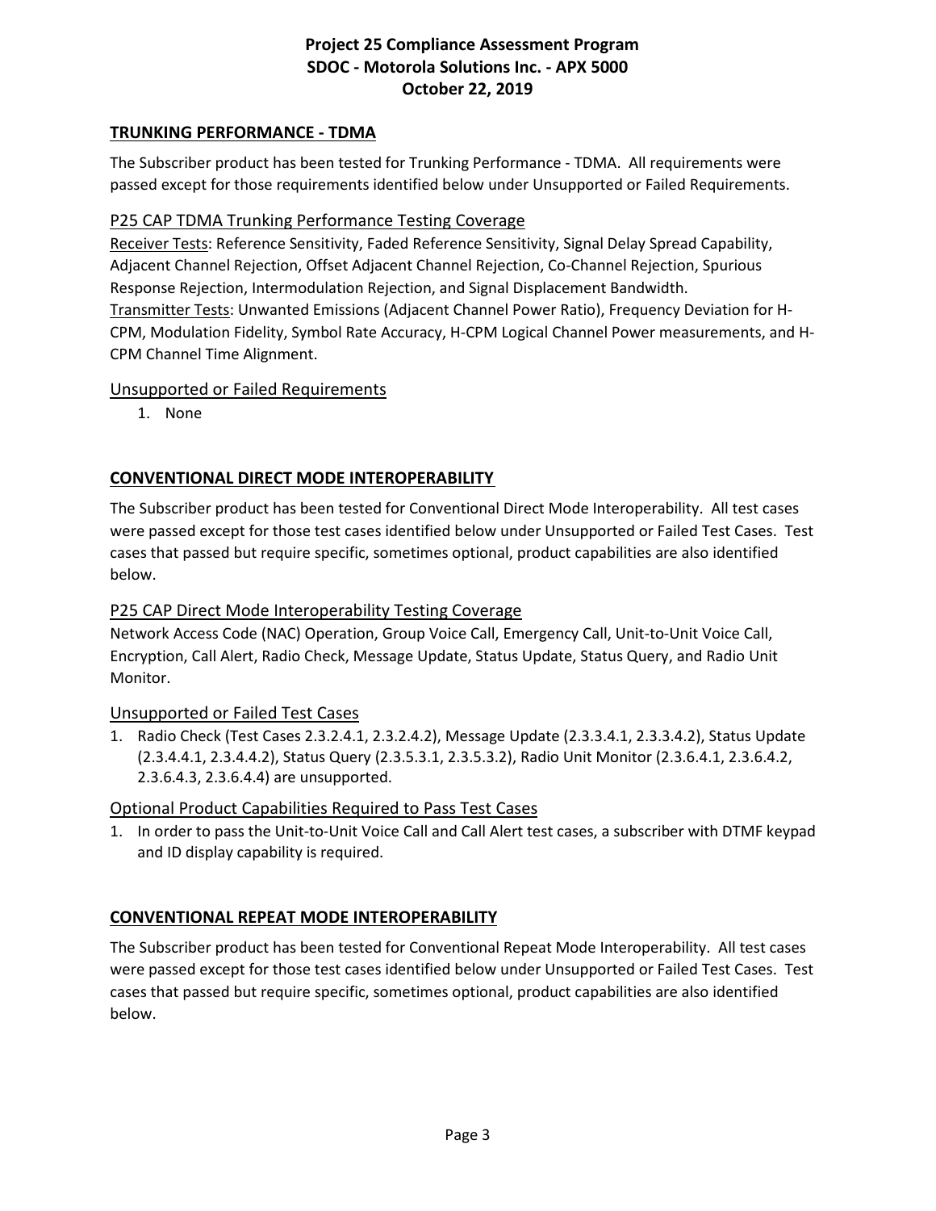## TRUNKING PERFORMANCE - TDMA

The Subscriber product has been tested for Trunking Performance - TDMA. All requirements were passed except for those requirements identified below under Unsupported or Failed Requirements.

### P25 CAP TDMA Trunking Performance Testing Coverage

Receiver Tests: Reference Sensitivity, Faded Reference Sensitivity, Signal Delay Spread Capability, Adjacent Channel Rejection, Offset Adjacent Channel Rejection, Co-Channel Rejection, Spurious Response Rejection, Intermodulation Rejection, and Signal Displacement Bandwidth.
Transmitter Tests: Unwanted Emissions (Adjacent Channel Power Ratio), Frequency Deviation for H-CPM, Modulation Fidelity, Symbol Rate Accuracy, H-CPM Logical Channel Power measurements, and H-CPM Channel Time Alignment.

### Unsupported or Failed Requirements

1. None

## CONVENTIONAL DIRECT MODE INTEROPERABILITY

The Subscriber product has been tested for Conventional Direct Mode Interoperability. All test cases were passed except for those test cases identified below under Unsupported or Failed Test Cases. Test cases that passed but require specific, sometimes optional, product capabilities are also identified below.

### P25 CAP Direct Mode Interoperability Testing Coverage

Network Access Code (NAC) Operation, Group Voice Call, Emergency Call, Unit-to-Unit Voice Call, Encryption, Call Alert, Radio Check, Message Update, Status Update, Status Query, and Radio Unit Monitor.

### Unsupported or Failed Test Cases

1. Radio Check (Test Cases 2.3.2.4.1, 2.3.2.4.2), Message Update (2.3.3.4.1, 2.3.3.4.2), Status Update (2.3.4.4.1, 2.3.4.4.2), Status Query (2.3.5.3.1, 2.3.5.3.2), Radio Unit Monitor (2.3.6.4.1, 2.3.6.4.2, 2.3.6.4.3, 2.3.6.4.4) are unsupported.

### Optional Product Capabilities Required to Pass Test Cases

1. In order to pass the Unit-to-Unit Voice Call and Call Alert test cases, a subscriber with DTMF keypad and ID display capability is required.

## CONVENTIONAL REPEAT MODE INTEROPERABILITY

The Subscriber product has been tested for Conventional Repeat Mode Interoperability. All test cases were passed except for those test cases identified below under Unsupported or Failed Test Cases. Test cases that passed but require specific, sometimes optional, product capabilities are also identified below.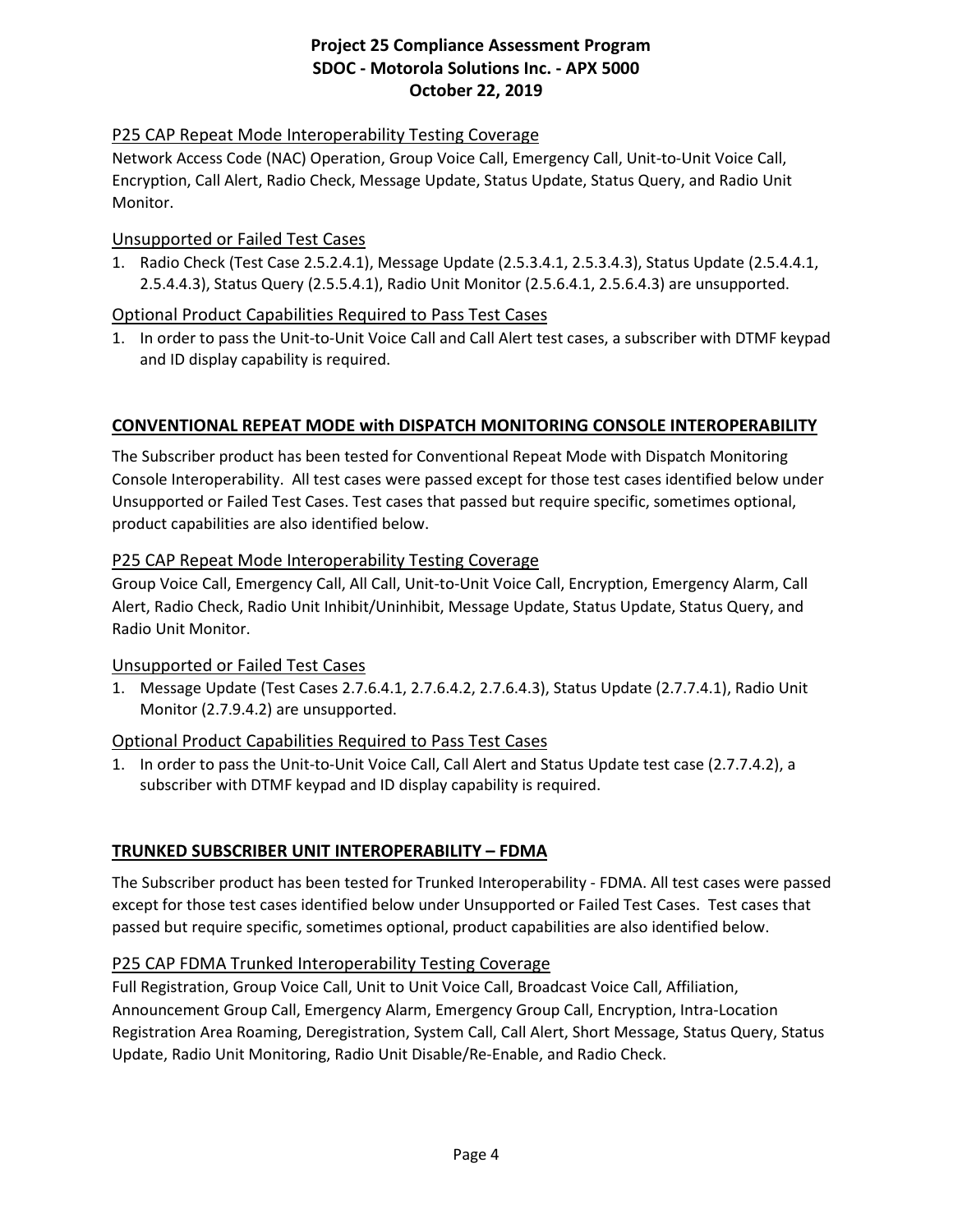### P25 CAP Repeat Mode Interoperability Testing Coverage

Network Access Code (NAC) Operation, Group Voice Call, Emergency Call, Unit-to-Unit Voice Call, Encryption, Call Alert, Radio Check, Message Update, Status Update, Status Query, and Radio Unit Monitor.

### Unsupported or Failed Test Cases

1. Radio Check (Test Case 2.5.2.4.1), Message Update (2.5.3.4.1, 2.5.3.4.3), Status Update (2.5.4.4.1, 2.5.4.4.3), Status Query (2.5.5.4.1), Radio Unit Monitor (2.5.6.4.1, 2.5.6.4.3) are unsupported.

### Optional Product Capabilities Required to Pass Test Cases

1. In order to pass the Unit-to-Unit Voice Call and Call Alert test cases, a subscriber with DTMF keypad and ID display capability is required.

## CONVENTIONAL REPEAT MODE with DISPATCH MONITORING CONSOLE INTEROPERABILITY

The Subscriber product has been tested for Conventional Repeat Mode with Dispatch Monitoring Console Interoperability. All test cases were passed except for those test cases identified below under Unsupported or Failed Test Cases. Test cases that passed but require specific, sometimes optional, product capabilities are also identified below.

### P25 CAP Repeat Mode Interoperability Testing Coverage

Group Voice Call, Emergency Call, All Call, Unit-to-Unit Voice Call, Encryption, Emergency Alarm, Call Alert, Radio Check, Radio Unit Inhibit/Uninhibit, Message Update, Status Update, Status Query, and Radio Unit Monitor.

### Unsupported or Failed Test Cases

1. Message Update (Test Cases 2.7.6.4.1, 2.7.6.4.2, 2.7.6.4.3), Status Update (2.7.7.4.1), Radio Unit Monitor (2.7.9.4.2) are unsupported.

### Optional Product Capabilities Required to Pass Test Cases

1. In order to pass the Unit-to-Unit Voice Call, Call Alert and Status Update test case (2.7.7.4.2), a subscriber with DTMF keypad and ID display capability is required.

## TRUNKED SUBSCRIBER UNIT INTEROPERABILITY – FDMA

The Subscriber product has been tested for Trunked Interoperability - FDMA. All test cases were passed except for those test cases identified below under Unsupported or Failed Test Cases. Test cases that passed but require specific, sometimes optional, product capabilities are also identified below.

### P25 CAP FDMA Trunked Interoperability Testing Coverage

Full Registration, Group Voice Call, Unit to Unit Voice Call, Broadcast Voice Call, Affiliation, Announcement Group Call, Emergency Alarm, Emergency Group Call, Encryption, Intra-Location Registration Area Roaming, Deregistration, System Call, Call Alert, Short Message, Status Query, Status Update, Radio Unit Monitoring, Radio Unit Disable/Re-Enable, and Radio Check.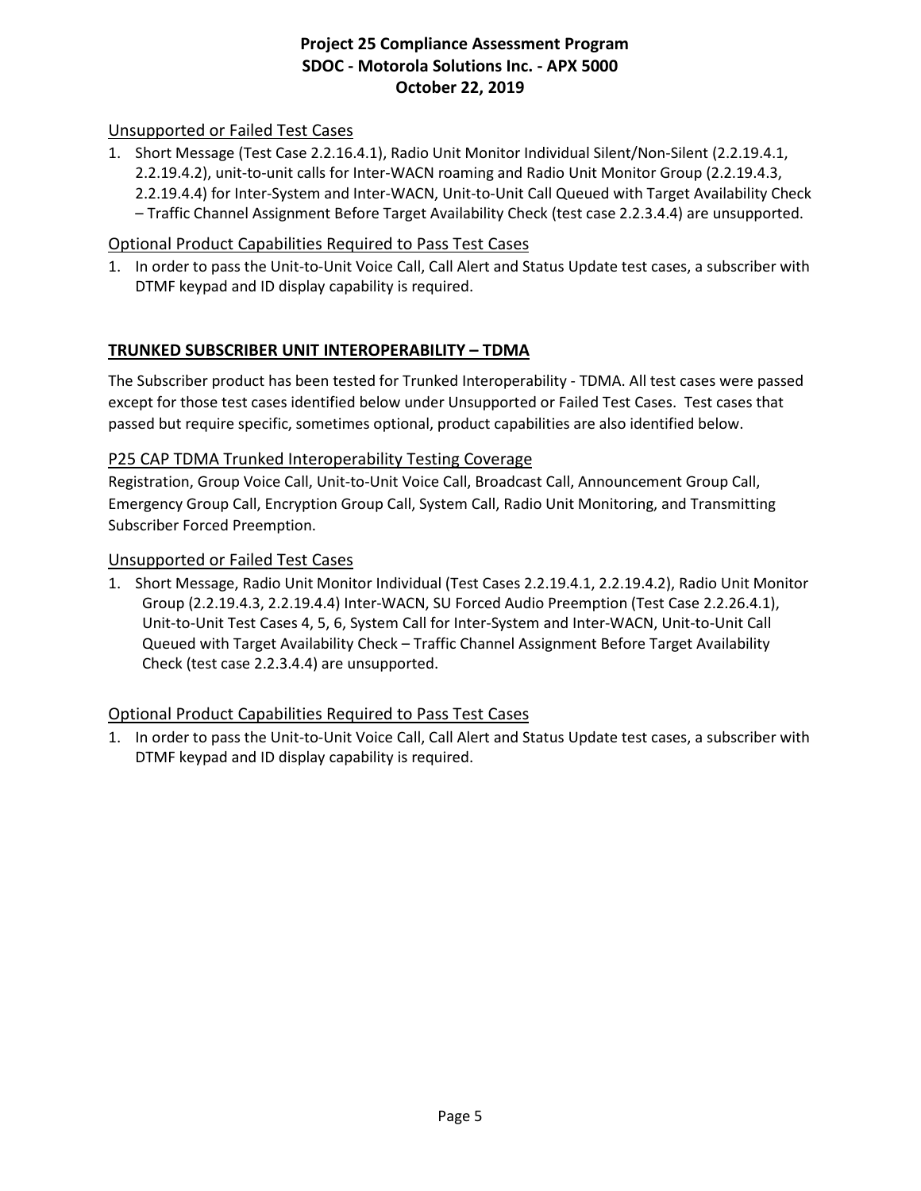### Unsupported or Failed Test Cases

1. Short Message (Test Case 2.2.16.4.1), Radio Unit Monitor Individual Silent/Non-Silent (2.2.19.4.1, 2.2.19.4.2), unit-to-unit calls for Inter-WACN roaming and Radio Unit Monitor Group (2.2.19.4.3, 2.2.19.4.4) for Inter-System and Inter-WACN, Unit-to-Unit Call Queued with Target Availability Check – Traffic Channel Assignment Before Target Availability Check (test case 2.2.3.4.4) are unsupported.

### Optional Product Capabilities Required to Pass Test Cases

1. In order to pass the Unit-to-Unit Voice Call, Call Alert and Status Update test cases, a subscriber with DTMF keypad and ID display capability is required.

## TRUNKED SUBSCRIBER UNIT INTEROPERABILITY – TDMA

The Subscriber product has been tested for Trunked Interoperability - TDMA. All test cases were passed except for those test cases identified below under Unsupported or Failed Test Cases. Test cases that passed but require specific, sometimes optional, product capabilities are also identified below.

### P25 CAP TDMA Trunked Interoperability Testing Coverage

Registration, Group Voice Call, Unit-to-Unit Voice Call, Broadcast Call, Announcement Group Call, Emergency Group Call, Encryption Group Call, System Call, Radio Unit Monitoring, and Transmitting Subscriber Forced Preemption.

### Unsupported or Failed Test Cases

1. Short Message, Radio Unit Monitor Individual (Test Cases 2.2.19.4.1, 2.2.19.4.2), Radio Unit Monitor Group (2.2.19.4.3, 2.2.19.4.4) Inter-WACN, SU Forced Audio Preemption (Test Case 2.2.26.4.1), Unit-to-Unit Test Cases 4, 5, 6, System Call for Inter-System and Inter-WACN, Unit-to-Unit Call Queued with Target Availability Check – Traffic Channel Assignment Before Target Availability Check (test case 2.2.3.4.4) are unsupported.

### Optional Product Capabilities Required to Pass Test Cases

1. In order to pass the Unit-to-Unit Voice Call, Call Alert and Status Update test cases, a subscriber with DTMF keypad and ID display capability is required.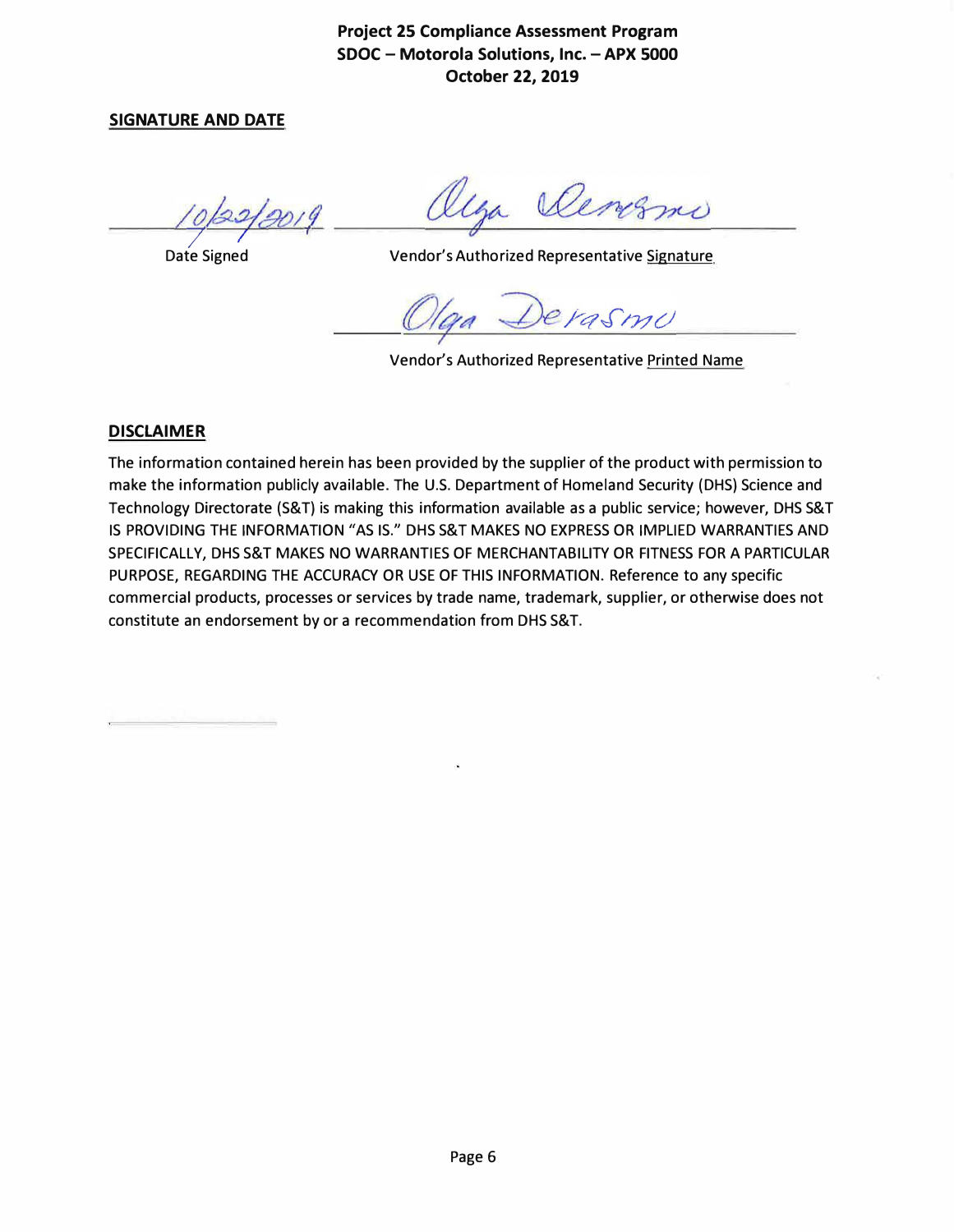**Project 25 Compliance Assessment Program**
**SDOC – Motorola Solutions, Inc. – APX 5000**
**October 22, 2019**

## SIGNATURE AND DATE

10/22/2019 — Date Signed

Olga Derasmo — Vendor's Authorized Representative Signature

Olga Derasmo — Vendor's Authorized Representative Printed Name

## DISCLAIMER

The information contained herein has been provided by the supplier of the product with permission to make the information publicly available. The U.S. Department of Homeland Security (DHS) Science and Technology Directorate (S&T) is making this information available as a public service; however, DHS S&T IS PROVIDING THE INFORMATION "AS IS." DHS S&T MAKES NO EXPRESS OR IMPLIED WARRANTIES AND SPECIFICALLY, DHS S&T MAKES NO WARRANTIES OF MERCHANTABILITY OR FITNESS FOR A PARTICULAR PURPOSE, REGARDING THE ACCURACY OR USE OF THIS INFORMATION. Reference to any specific commercial products, processes or services by trade name, trademark, supplier, or otherwise does not constitute an endorsement by or a recommendation from DHS S&T.